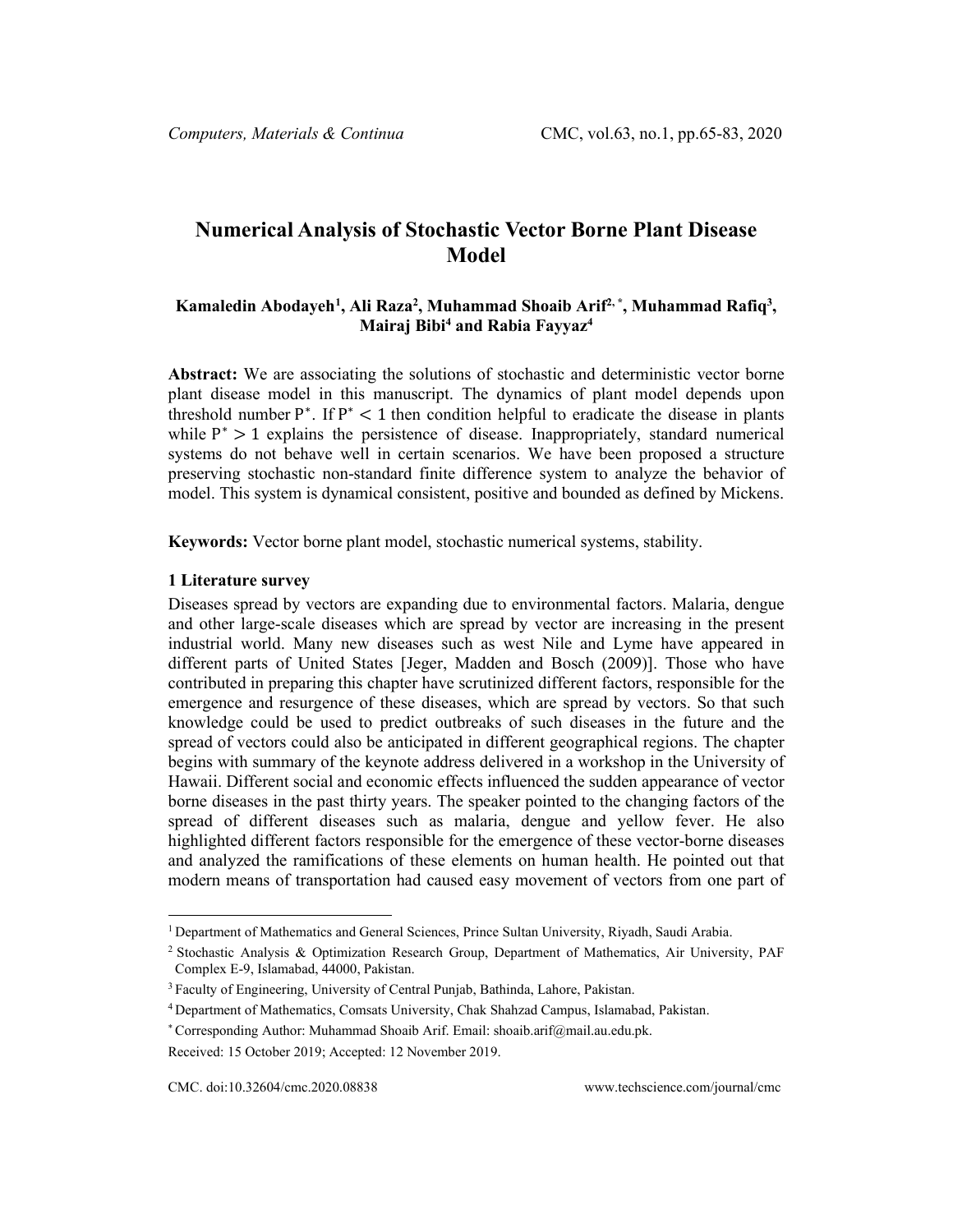# Numerical Analysis of Stochastic Vector Borne Plant Disease Model

**Kamaledin Abodayeh[1], Ali Raza[2], Muhammad Shoaib Arif[2,*], Muhammad Rafiq[3], Mairaj Bibi[4] and Rabia Fayyaz[4]**

**Abstract:** We are associating the solutions of stochastic and deterministic vector borne plant disease model in this manuscript. The dynamics of plant model depends upon threshold number $P^*$. If $P^* < 1$ then condition helpful to eradicate the disease in plants while $P^* > 1$ explains the persistence of disease. Inappropriately, standard numerical systems do not behave well in certain scenarios. We have been proposed a structure preserving stochastic non-standard finite difference system to analyze the behavior of model. This system is dynamical consistent, positive and bounded as defined by Mickens.

**Keywords:** Vector borne plant model, stochastic numerical systems, stability.

## 1 Literature survey

Diseases spread by vectors are expanding due to environmental factors. Malaria, dengue and other large-scale diseases which are spread by vector are increasing in the present industrial world. Many new diseases such as west Nile and Lyme have appeared in different parts of United States [Jeger, Madden and Bosch (2009)]. Those who have contributed in preparing this chapter have scrutinized different factors, responsible for the emergence and resurgence of these diseases, which are spread by vectors. So that such knowledge could be used to predict outbreaks of such diseases in the future and the spread of vectors could also be anticipated in different geographical regions. The chapter begins with summary of the keynote address delivered in a workshop in the University of Hawaii. Different social and economic effects influenced the sudden appearance of vector borne diseases in the past thirty years. The speaker pointed to the changing factors of the spread of different diseases such as malaria, dengue and yellow fever. He also highlighted different factors responsible for the emergence of these vector-borne diseases and analyzed the ramifications of these elements on human health. He pointed out that modern means of transportation had caused easy movement of vectors from one part of

---

[1] Department of Mathematics and General Sciences, Prince Sultan University, Riyadh, Saudi Arabia.

[2] Stochastic Analysis & Optimization Research Group, Department of Mathematics, Air University, PAF Complex E-9, Islamabad, 44000, Pakistan.

[3] Faculty of Engineering, University of Central Punjab, Bathinda, Lahore, Pakistan.

[4] Department of Mathematics, Comsats University, Chak Shahzad Campus, Islamabad, Pakistan.

[*] Corresponding Author: Muhammad Shoaib Arif. Email: shoaib.arif@mail.au.edu.pk.

Received: 15 October 2019; Accepted: 12 November 2019.

CMC. doi:10.32604/cmc.2020.08838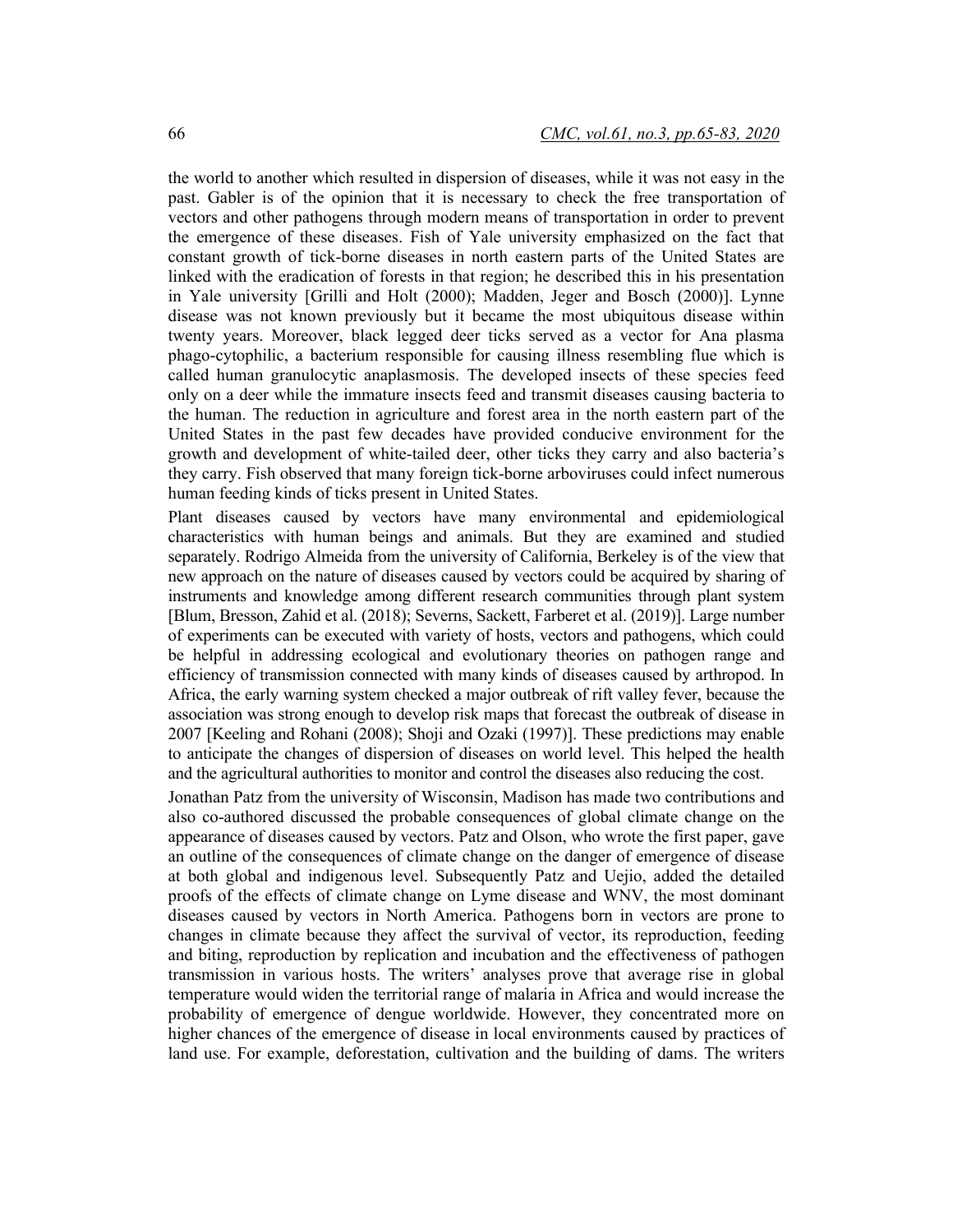the world to another which resulted in dispersion of diseases, while it was not easy in the past. Gabler is of the opinion that it is necessary to check the free transportation of vectors and other pathogens through modern means of transportation in order to prevent the emergence of these diseases. Fish of Yale university emphasized on the fact that constant growth of tick-borne diseases in north eastern parts of the United States are linked with the eradication of forests in that region; he described this in his presentation in Yale university [Grilli and Holt (2000); Madden, Jeger and Bosch (2000)]. Lynne disease was not known previously but it became the most ubiquitous disease within twenty years. Moreover, black legged deer ticks served as a vector for Ana plasma phago-cytophilic, a bacterium responsible for causing illness resembling flue which is called human granulocytic anaplasmosis. The developed insects of these species feed only on a deer while the immature insects feed and transmit diseases causing bacteria to the human. The reduction in agriculture and forest area in the north eastern part of the United States in the past few decades have provided conducive environment for the growth and development of white-tailed deer, other ticks they carry and also bacteria's they carry. Fish observed that many foreign tick-borne arboviruses could infect numerous human feeding kinds of ticks present in United States.

Plant diseases caused by vectors have many environmental and epidemiological characteristics with human beings and animals. But they are examined and studied separately. Rodrigo Almeida from the university of California, Berkeley is of the view that new approach on the nature of diseases caused by vectors could be acquired by sharing of instruments and knowledge among different research communities through plant system [Blum, Bresson, Zahid et al. (2018); Severns, Sackett, Farberet et al. (2019)]. Large number of experiments can be executed with variety of hosts, vectors and pathogens, which could be helpful in addressing ecological and evolutionary theories on pathogen range and efficiency of transmission connected with many kinds of diseases caused by arthropod. In Africa, the early warning system checked a major outbreak of rift valley fever, because the association was strong enough to develop risk maps that forecast the outbreak of disease in 2007 [Keeling and Rohani (2008); Shoji and Ozaki (1997)]. These predictions may enable to anticipate the changes of dispersion of diseases on world level. This helped the health and the agricultural authorities to monitor and control the diseases also reducing the cost.

Jonathan Patz from the university of Wisconsin, Madison has made two contributions and also co-authored discussed the probable consequences of global climate change on the appearance of diseases caused by vectors. Patz and Olson, who wrote the first paper, gave an outline of the consequences of climate change on the danger of emergence of disease at both global and indigenous level. Subsequently Patz and Uejio, added the detailed proofs of the effects of climate change on Lyme disease and WNV, the most dominant diseases caused by vectors in North America. Pathogens born in vectors are prone to changes in climate because they affect the survival of vector, its reproduction, feeding and biting, reproduction by replication and incubation and the effectiveness of pathogen transmission in various hosts. The writers' analyses prove that average rise in global temperature would widen the territorial range of malaria in Africa and would increase the probability of emergence of dengue worldwide. However, they concentrated more on higher chances of the emergence of disease in local environments caused by practices of land use. For example, deforestation, cultivation and the building of dams. The writers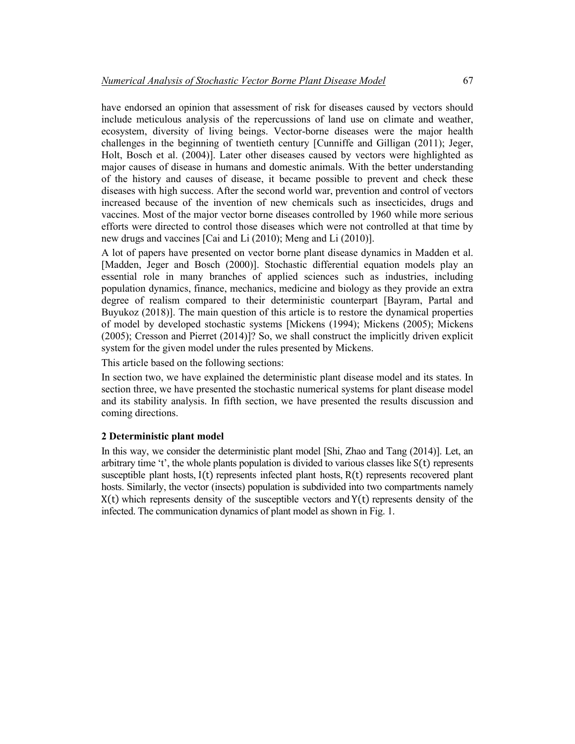have endorsed an opinion that assessment of risk for diseases caused by vectors should include meticulous analysis of the repercussions of land use on climate and weather, ecosystem, diversity of living beings. Vector-borne diseases were the major health challenges in the beginning of twentieth century [Cunniffe and Gilligan (2011); Jeger, Holt, Bosch et al. (2004)]. Later other diseases caused by vectors were highlighted as major causes of disease in humans and domestic animals. With the better understanding of the history and causes of disease, it became possible to prevent and check these diseases with high success. After the second world war, prevention and control of vectors increased because of the invention of new chemicals such as insecticides, drugs and vaccines. Most of the major vector borne diseases controlled by 1960 while more serious efforts were directed to control those diseases which were not controlled at that time by new drugs and vaccines [Cai and Li (2010); Meng and Li (2010)].

A lot of papers have presented on vector borne plant disease dynamics in Madden et al. [Madden, Jeger and Bosch (2000)]. Stochastic differential equation models play an essential role in many branches of applied sciences such as industries, including population dynamics, finance, mechanics, medicine and biology as they provide an extra degree of realism compared to their deterministic counterpart [Bayram, Partal and Buyukoz (2018)]. The main question of this article is to restore the dynamical properties of model by developed stochastic systems [Mickens (1994); Mickens (2005); Mickens (2005); Cresson and Pierret (2014)]? So, we shall construct the implicitly driven explicit system for the given model under the rules presented by Mickens.

This article based on the following sections:

In section two, we have explained the deterministic plant disease model and its states. In section three, we have presented the stochastic numerical systems for plant disease model and its stability analysis. In fifth section, we have presented the results discussion and coming directions.

## 2 Deterministic plant model

In this way, we consider the deterministic plant model [Shi, Zhao and Tang (2014)]. Let, an arbitrary time 't', the whole plants population is divided to various classes like $S(t)$ represents susceptible plant hosts, $I(t)$ represents infected plant hosts, $R(t)$ represents recovered plant hosts. Similarly, the vector (insects) population is subdivided into two compartments namely $X(t)$ which represents density of the susceptible vectors and $Y(t)$ represents density of the infected. The communication dynamics of plant model as shown in Fig. 1.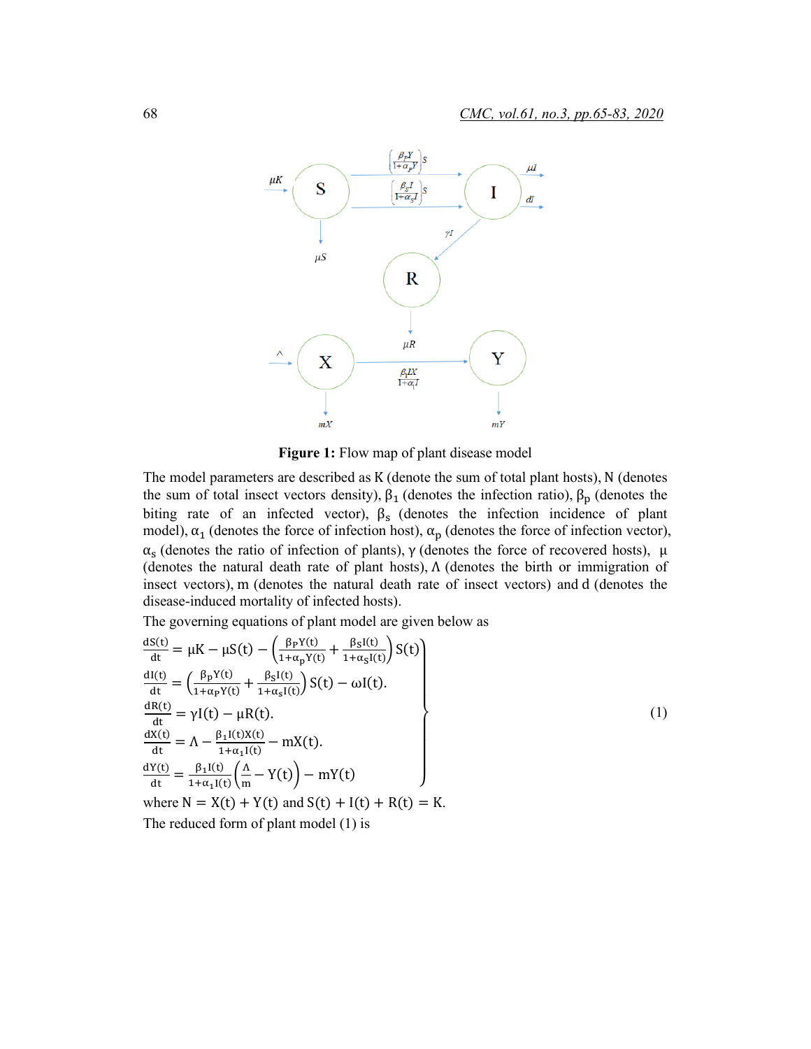**Figure 1:** Flow map of plant disease model

The model parameters are described as K (denote the sum of total plant hosts), N (denotes the sum of total insect vectors density), $\beta_1$ (denotes the infection ratio), $\beta_p$ (denotes the biting rate of an infected vector), $\beta_s$ (denotes the infection incidence of plant model), $\alpha_1$ (denotes the force of infection host), $\alpha_p$ (denotes the force of infection vector), $\alpha_s$ (denotes the ratio of infection of plants), $\gamma$ (denotes the force of recovered hosts), $\mu$ (denotes the natural death rate of plant hosts), $\Lambda$ (denotes the birth or immigration of insect vectors), m (denotes the natural death rate of insect vectors) and d (denotes the disease-induced mortality of infected hosts).

The governing equations of plant model are given below as

$$
\left.
\begin{aligned}
\frac{dS(t)}{dt} &= \mu K - \mu S(t) - \left(\frac{\beta_P Y(t)}{1+\alpha_p Y(t)} + \frac{\beta_S I(t)}{1+\alpha_S I(t)}\right) S(t) \\
\frac{dI(t)}{dt} &= \left(\frac{\beta_P Y(t)}{1+\alpha_P Y(t)} + \frac{\beta_S I(t)}{1+\alpha_s I(t)}\right) S(t) - \omega I(t). \\
\frac{dR(t)}{dt} &= \gamma I(t) - \mu R(t). \\
\frac{dX(t)}{dt} &= \Lambda - \frac{\beta_1 I(t) X(t)}{1+\alpha_1 I(t)} - mX(t). \\
\frac{dY(t)}{dt} &= \frac{\beta_1 I(t)}{1+\alpha_1 I(t)}\left(\frac{\Lambda}{m} - Y(t)\right) - mY(t)
\end{aligned}
\right\} \tag{1}
$$

where $N = X(t) + Y(t)$ and $S(t) + I(t) + R(t) = K$.

The reduced form of plant model (1) is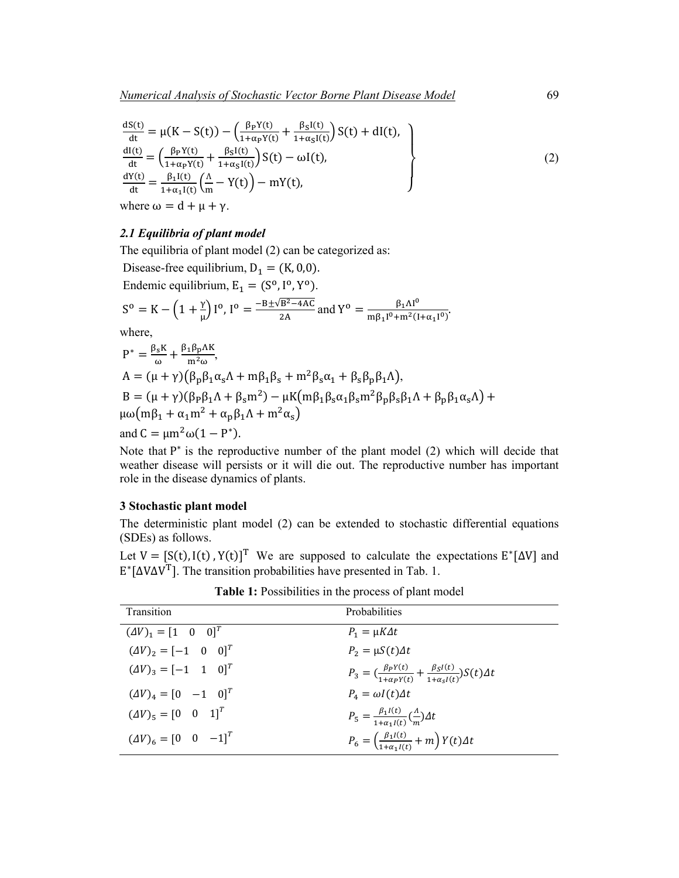$$
\left.
\begin{aligned}
\frac{dS(t)}{dt} &= \mu(K - S(t)) - \left(\frac{\beta_P Y(t)}{1+\alpha_P Y(t)} + \frac{\beta_S I(t)}{1+\alpha_S I(t)}\right) S(t) + dI(t), \\
\frac{dI(t)}{dt} &= \left(\frac{\beta_P Y(t)}{1+\alpha_P Y(t)} + \frac{\beta_S I(t)}{1+\alpha_S I(t)}\right) S(t) - \omega I(t), \\
\frac{dY(t)}{dt} &= \frac{\beta_1 I(t)}{1+\alpha_1 I(t)}\left(\frac{\Lambda}{m} - Y(t)\right) - mY(t),
\end{aligned}
\right\} \tag{2}
$$

where $\omega = d + \mu + \gamma$.

### *2.1 Equilibria of plant model*

The equilibria of plant model (2) can be categorized as:

Disease-free equilibrium, $D_1 = (K, 0, 0)$.

Endemic equilibrium, $E_1 = (S^o, I^o, Y^o)$.

$S^o = K - \left(1 + \frac{\gamma}{\mu}\right) I^o$, $I^o = \frac{-B \pm \sqrt{B^2 - 4AC}}{2A}$ and $Y^o = \frac{\beta_1 \Lambda I^0}{m\beta_1 I^0 + m^2(I + \alpha_1 I^0)}$.

where,

$P^* = \frac{\beta_s K}{\omega} + \frac{\beta_1 \beta_p \Lambda K}{m^2 \omega}$,

$A = (\mu + \gamma)(\beta_p \beta_1 \alpha_s \Lambda + m\beta_1 \beta_s + m^2 \beta_s \alpha_1 + \beta_s \beta_p \beta_1 \Lambda)$,

$B = (\mu + \gamma)(\beta_P \beta_1 \Lambda + \beta_s m^2) - \mu K(m\beta_1 \beta_s \alpha_1 \beta_s m^2 \beta_p \beta_s \beta_1 \Lambda + \beta_p \beta_1 \alpha_s \Lambda) + \mu\omega(m\beta_1 + \alpha_1 m^2 + \alpha_p \beta_1 \Lambda + m^2 \alpha_s)$

and $C = \mu m^2 \omega(1 - P^*)$.

Note that $P^*$ is the reproductive number of the plant model (2) which will decide that weather disease will persists or it will die out. The reproductive number has important role in the disease dynamics of plants.

## 3 Stochastic plant model

The deterministic plant model (2) can be extended to stochastic differential equations (SDEs) as follows.

Let $V = [S(t), I(t), Y(t)]^T$ We are supposed to calculate the expectations $E^*[\Delta V]$ and $E^*[\Delta V \Delta V^T]$. The transition probabilities have presented in Tab. 1.

**Table 1:** Possibilities in the process of plant model

| Transition | Probabilities |
| --- | --- |
| $(\Delta V)_1 = [1 \quad 0 \quad 0]^T$ | $P_1 = \mu K \Delta t$ |
| $(\Delta V)_2 = [-1 \quad 0 \quad 0]^T$ | $P_2 = \mu S(t) \Delta t$ |
| $(\Delta V)_3 = [-1 \quad 1 \quad 0]^T$ | $P_3 = (\frac{\beta_P Y(t)}{1+\alpha_P Y(t)} + \frac{\beta_S I(t)}{1+\alpha_S I(t)}) S(t) \Delta t$ |
| $(\Delta V)_4 = [0 \quad -1 \quad 0]^T$ | $P_4 = \omega I(t) \Delta t$ |
| $(\Delta V)_5 = [0 \quad 0 \quad 1]^T$ | $P_5 = \frac{\beta_1 I(t)}{1+\alpha_1 I(t)} (\frac{\Lambda}{m}) \Delta t$ |
| $(\Delta V)_6 = [0 \quad 0 \quad -1]^T$ | $P_6 = \left(\frac{\beta_1 I(t)}{1+\alpha_1 I(t)} + m\right) Y(t) \Delta t$ |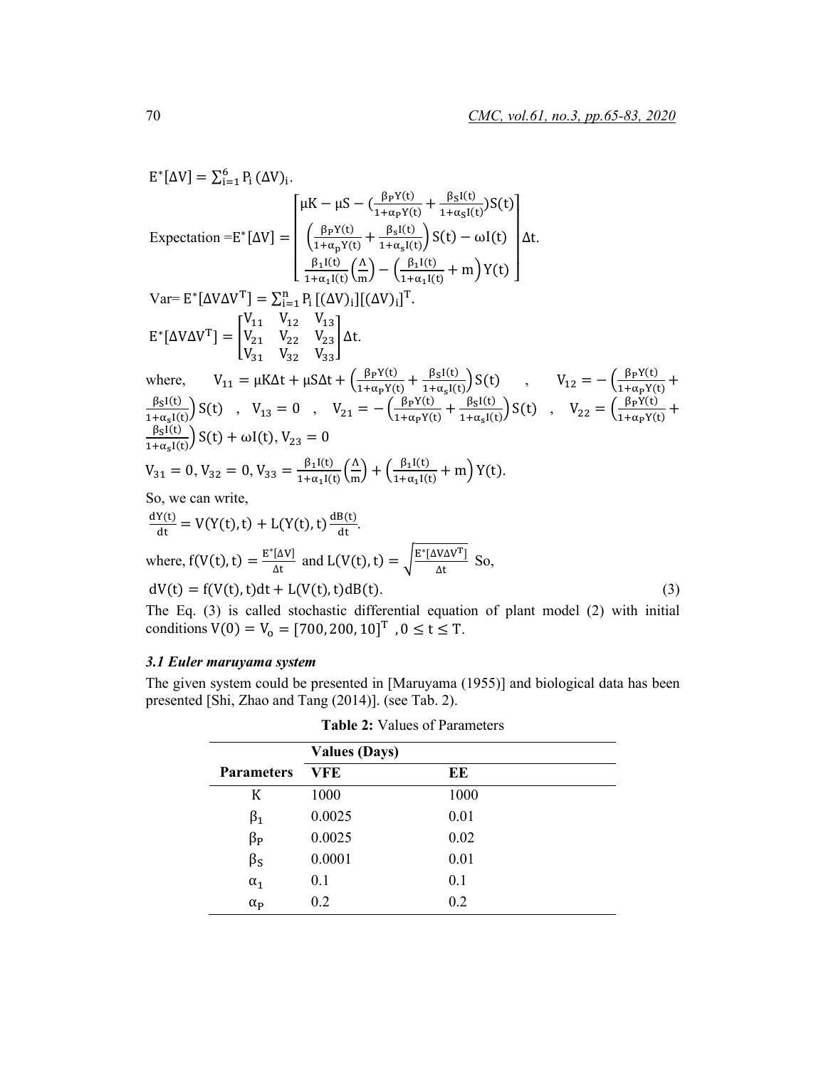$E^*[\Delta V] = \sum_{i=1}^{6} P_i\,(\Delta V)_i.$

$$\text{Expectation} = E^*[\Delta V] = \begin{bmatrix} \mu K - \mu S - \left(\frac{\beta_P Y(t)}{1+\alpha_P Y(t)} + \frac{\beta_S I(t)}{1+\alpha_S I(t)}\right) S(t) \\ \left(\frac{\beta_P Y(t)}{1+\alpha_p Y(t)} + \frac{\beta_s I(t)}{1+\alpha_s I(t)}\right) S(t) - \omega I(t) \\ \frac{\beta_1 I(t)}{1+\alpha_1 I(t)}\left(\frac{\Lambda}{m}\right) - \left(\frac{\beta_1 I(t)}{1+\alpha_1 I(t)} + m\right) Y(t) \end{bmatrix} \Delta t.$$

$\text{Var} = E^*[\Delta V \Delta V^T] = \sum_{i=1}^{n} P_i\,[(\Delta V)_i][(\Delta V)_i]^T.$

$$E^*[\Delta V \Delta V^T] = \begin{bmatrix} V_{11} & V_{12} & V_{13} \\ V_{21} & V_{22} & V_{23} \\ V_{31} & V_{32} & V_{33} \end{bmatrix} \Delta t.$$

where, $V_{11} = \mu K \Delta t + \mu S \Delta t + \left(\frac{\beta_P Y(t)}{1+\alpha_P Y(t)} + \frac{\beta_S I(t)}{1+\alpha_s I(t)}\right) S(t)$ , $V_{12} = -\left(\frac{\beta_P Y(t)}{1+\alpha_P Y(t)} + \frac{\beta_S I(t)}{1+\alpha_s I(t)}\right) S(t)$ , $V_{13} = 0$ , $V_{21} = -\left(\frac{\beta_P Y(t)}{1+\alpha_P Y(t)} + \frac{\beta_S I(t)}{1+\alpha_s I(t)}\right) S(t)$ , $V_{22} = \left(\frac{\beta_P Y(t)}{1+\alpha_P Y(t)} + \frac{\beta_S I(t)}{1+\alpha_s I(t)}\right) S(t) + \omega I(t)$, $V_{23} = 0$

$V_{31} = 0, V_{32} = 0, V_{33} = \frac{\beta_1 I(t)}{1+\alpha_1 I(t)}\left(\frac{\Lambda}{m}\right) + \left(\frac{\beta_1 I(t)}{1+\alpha_1 I(t)} + m\right) Y(t).$

So, we can write,

$\frac{dY(t)}{dt} = V(Y(t), t) + L(Y(t), t)\frac{dB(t)}{dt}.$

where, $f(V(t), t) = \frac{E^*[\Delta V]}{\Delta t}$ and $L(V(t), t) = \sqrt{\frac{E^*[\Delta V \Delta V^T]}{\Delta t}}$ So,

$$dV(t) = f(V(t), t)dt + L(V(t), t)dB(t). \tag{3}$$

The Eq. (3) is called stochastic differential equation of plant model (2) with initial conditions $V(0) = V_o = [700, 200, 10]^T$ , $0 \le t \le T$.

### *3.1 Euler maruyama system*

The given system could be presented in [Maruyama (1955)] and biological data has been presented [Shi, Zhao and Tang (2014)]. (see Tab. 2).

**Table 2:** Values of Parameters

| | **Values (Days)** | |
|---|---|---|
| **Parameters** | **VFE** | **EE** |
| $K$ | 1000 | 1000 |
| $\beta_1$ | 0.0025 | 0.01 |
| $\beta_P$ | 0.0025 | 0.02 |
| $\beta_S$ | 0.0001 | 0.01 |
| $\alpha_1$ | 0.1 | 0.1 |
| $\alpha_P$ | 0.2 | 0.2 |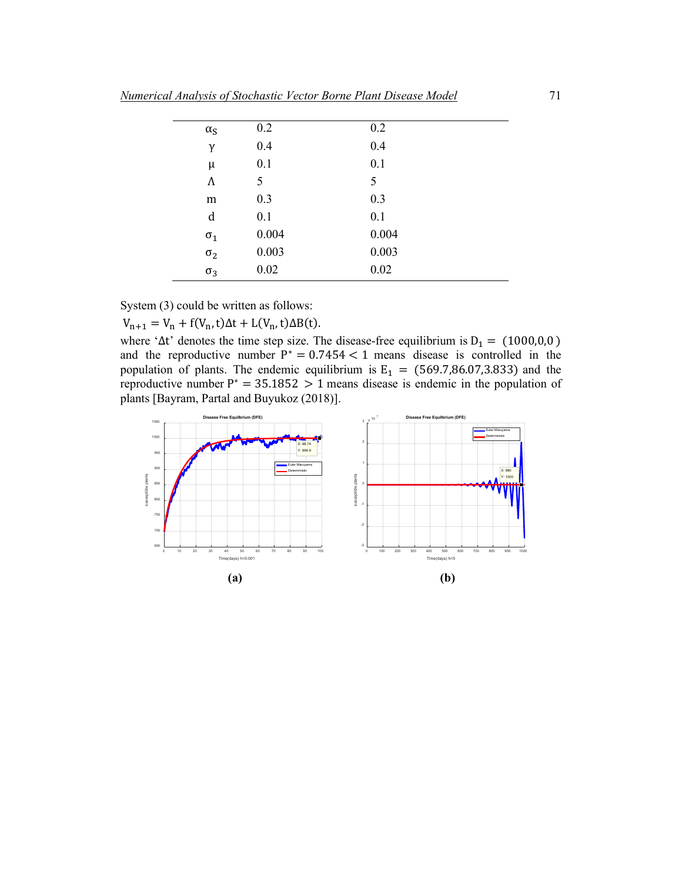| | | |
|---|---|---|
| $\alpha_S$ | 0.2 | 0.2 |
| $\gamma$ | 0.4 | 0.4 |
| $\mu$ | 0.1 | 0.1 |
| $\Lambda$ | 5 | 5 |
| m | 0.3 | 0.3 |
| d | 0.1 | 0.1 |
| $\sigma_1$ | 0.004 | 0.004 |
| $\sigma_2$ | 0.003 | 0.003 |
| $\sigma_3$ | 0.02 | 0.02 |

System (3) could be written as follows:

$V_{n+1} = V_n + f(V_n, t)\Delta t + L(V_n, t)\Delta B(t).$

where '$\Delta t$' denotes the time step size. The disease-free equilibrium is $D_1 = (1000,0,0)$ and the reproductive number $P^* = 0.7454 < 1$ means disease is controlled in the population of plants. The endemic equilibrium is $E_1 = (569.7,86.07,3.833)$ and the reproductive number $P^* = 35.1852 > 1$ means disease is endemic in the population of plants [Bayram, Partal and Buyukoz (2018)].

**(a)** **(b)**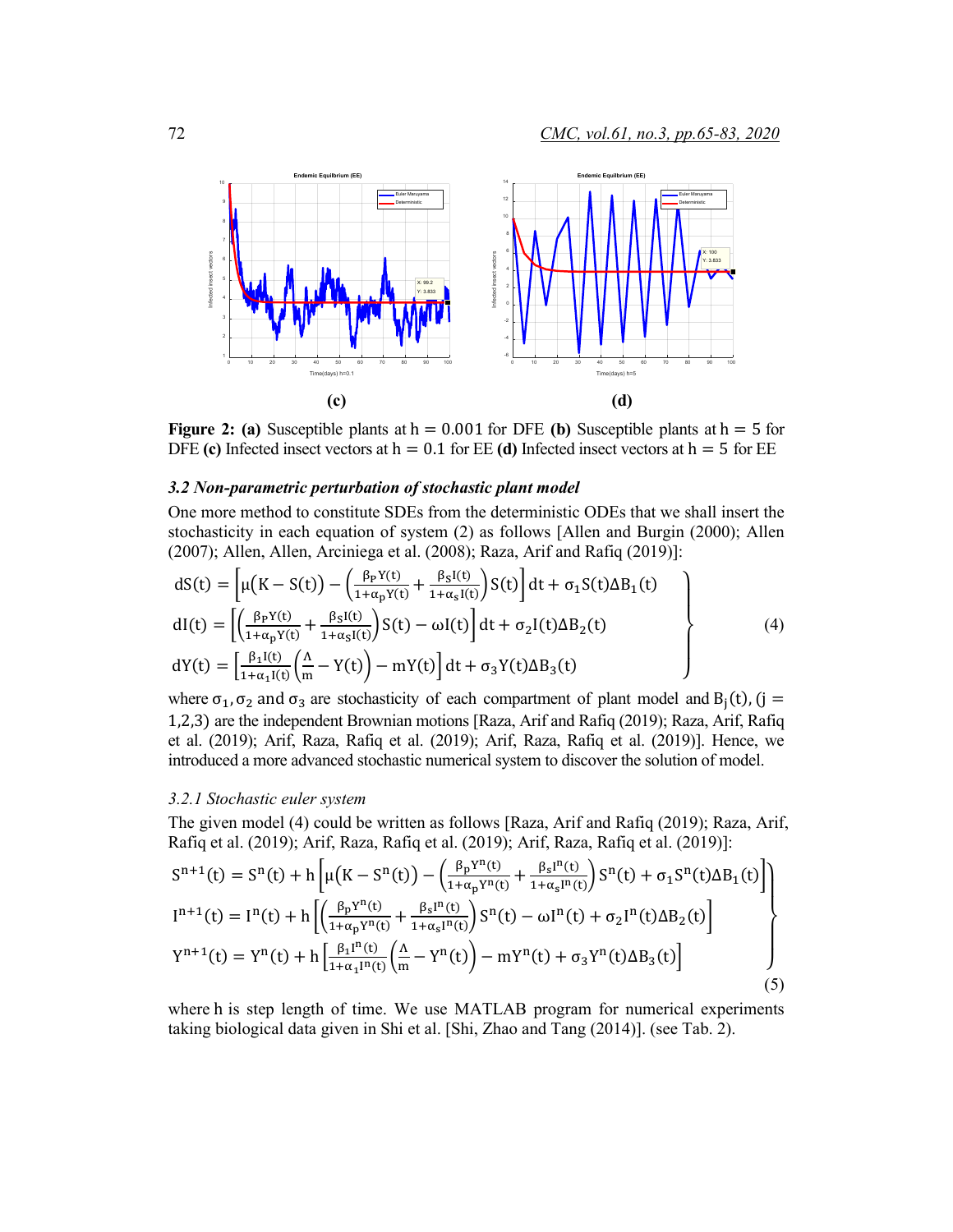**(c)** **(d)**

**Figure 2: (a)** Susceptible plants at $h = 0.001$ for DFE **(b)** Susceptible plants at $h = 5$ for DFE **(c)** Infected insect vectors at $h = 0.1$ for EE **(d)** Infected insect vectors at $h = 5$ for EE

### *3.2 Non-parametric perturbation of stochastic plant model*

One more method to constitute SDEs from the deterministic ODEs that we shall insert the stochasticity in each equation of system (2) as follows [Allen and Burgin (2000); Allen (2007); Allen, Allen, Arciniega et al. (2008); Raza, Arif and Rafiq (2019)]:

$$
\left.
\begin{aligned}
dS(t) &= \left[\mu\big(K - S(t)\big) - \left(\frac{\beta_P Y(t)}{1+\alpha_p Y(t)} + \frac{\beta_S I(t)}{1+\alpha_s I(t)}\right) S(t)\right] dt + \sigma_1 S(t) \Delta B_1(t) \\
dI(t) &= \left[\left(\frac{\beta_P Y(t)}{1+\alpha_p Y(t)} + \frac{\beta_S I(t)}{1+\alpha_S I(t)}\right) S(t) - \omega I(t)\right] dt + \sigma_2 I(t) \Delta B_2(t) \\
dY(t) &= \left[\frac{\beta_1 I(t)}{1+\alpha_1 I(t)}\left(\frac{\Lambda}{m} - Y(t)\right) - mY(t)\right] dt + \sigma_3 Y(t) \Delta B_3(t)
\end{aligned}
\right\} \quad (4)
$$

where $\sigma_1, \sigma_2$ and $\sigma_3$ are stochasticity of each compartment of plant model and $B_j(t)$, $(j = 1,2,3)$ are the independent Brownian motions [Raza, Arif and Rafiq (2019); Raza, Arif, Rafiq et al. (2019); Arif, Raza, Rafiq et al. (2019); Arif, Raza, Rafiq et al. (2019)]. Hence, we introduced a more advanced stochastic numerical system to discover the solution of model.

#### *3.2.1 Stochastic euler system*

The given model (4) could be written as follows [Raza, Arif and Rafiq (2019); Raza, Arif, Rafiq et al. (2019); Arif, Raza, Rafiq et al. (2019); Arif, Raza, Rafiq et al. (2019)]:

$$
\left.
\begin{aligned}
S^{n+1}(t) &= S^n(t) + h\left[\mu\big(K - S^n(t)\big) - \left(\frac{\beta_p Y^n(t)}{1+\alpha_p Y^n(t)} + \frac{\beta_s I^n(t)}{1+\alpha_s I^n(t)}\right) S^n(t) + \sigma_1 S^n(t) \Delta B_1(t)\right] \\
I^{n+1}(t) &= I^n(t) + h\left[\left(\frac{\beta_p Y^n(t)}{1+\alpha_p Y^n(t)} + \frac{\beta_s I^n(t)}{1+\alpha_s I^n(t)}\right) S^n(t) - \omega I^n(t) + \sigma_2 I^n(t) \Delta B_2(t)\right] \\
Y^{n+1}(t) &= Y^n(t) + h\left[\frac{\beta_1 I^n(t)}{1+\alpha_1 I^n(t)}\left(\frac{\Lambda}{m} - Y^n(t)\right) - mY^n(t) + \sigma_3 Y^n(t) \Delta B_3(t)\right]
\end{aligned}
\right\} \quad (5)
$$

where $h$ is step length of time. We use MATLAB program for numerical experiments taking biological data given in Shi et al. [Shi, Zhao and Tang (2014)]. (see Tab. 2).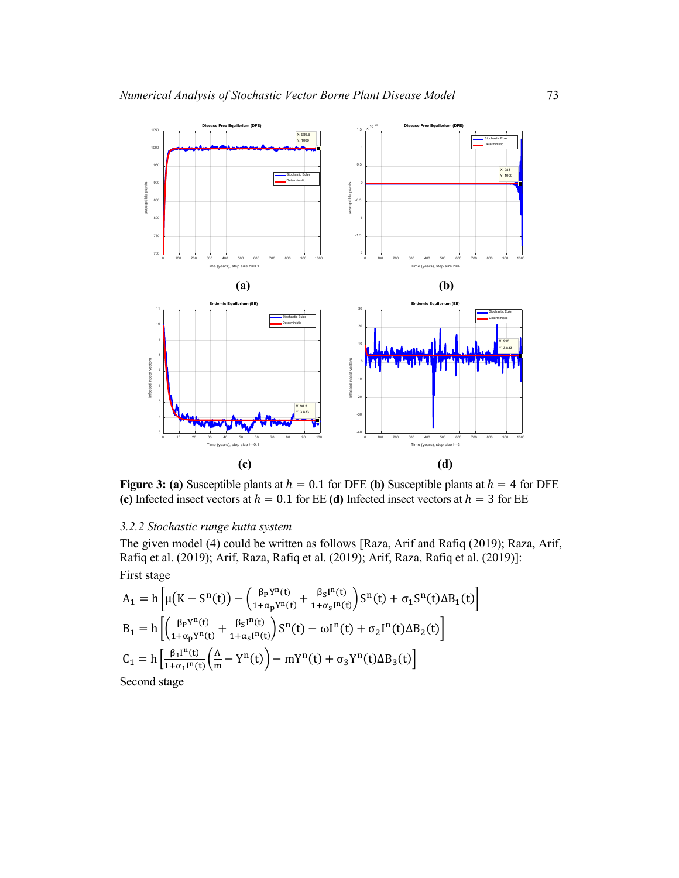**(a)** **(b)**

**(c)** **(d)**

**Figure 3: (a)** Susceptible plants at $h = 0.1$ for DFE **(b)** Susceptible plants at $h = 4$ for DFE **(c)** Infected insect vectors at $h = 0.1$ for EE **(d)** Infected insect vectors at $h = 3$ for EE

### *3.2.2 Stochastic runge kutta system*

The given model (4) could be written as follows [Raza, Arif and Rafiq (2019); Raza, Arif, Rafiq et al. (2019); Arif, Raza, Rafiq et al. (2019); Arif, Raza, Rafiq et al. (2019)]:

First stage

$$A_1 = h\left[\mu\left(K - S^n(t)\right) - \left(\frac{\beta_P Y^n(t)}{1+\alpha_p Y^n(t)} + \frac{\beta_S I^n(t)}{1+\alpha_s I^n(t)}\right)S^n(t) + \sigma_1 S^n(t)\Delta B_1(t)\right]$$

$$B_1 = h\left[\left(\frac{\beta_P Y^n(t)}{1+\alpha_p Y^n(t)} + \frac{\beta_S I^n(t)}{1+\alpha_s I^n(t)}\right)S^n(t) - \omega I^n(t) + \sigma_2 I^n(t)\Delta B_2(t)\right]$$

$$C_1 = h\left[\frac{\beta_1 I^n(t)}{1+\alpha_1 I^n(t)}\left(\frac{\Lambda}{m} - Y^n(t)\right) - mY^n(t) + \sigma_3 Y^n(t)\Delta B_3(t)\right]$$

Second stage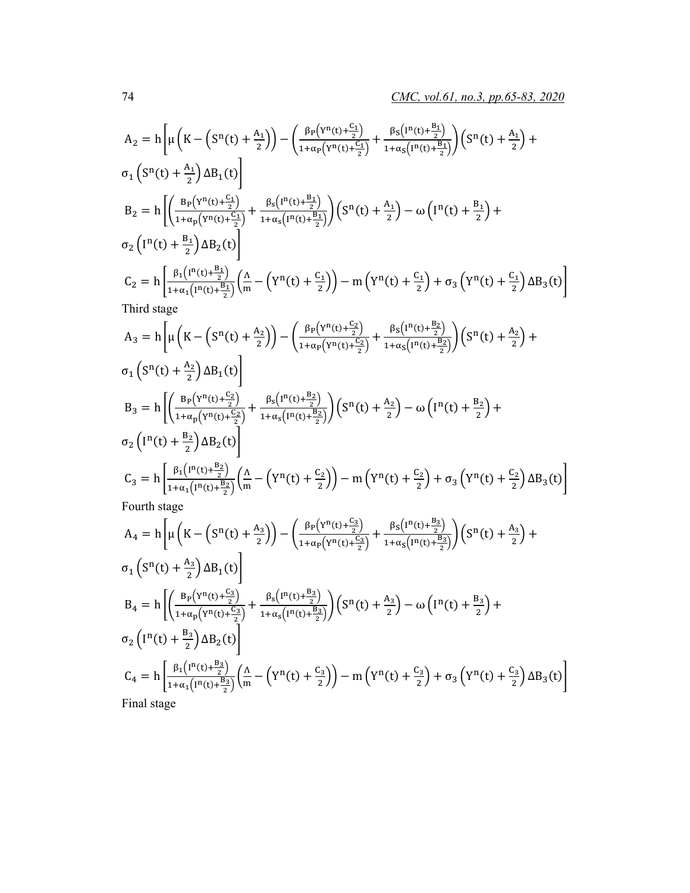$$A_2 = h\left[\mu\left(K - \left(S^n(t) + \frac{A_1}{2}\right)\right) - \left(\frac{\beta_P\left(Y^n(t)+\frac{C_1}{2}\right)}{1+\alpha_P\left(Y^n(t)+\frac{C_1}{2}\right)} + \frac{\beta_S\left(I^n(t)+\frac{B_1}{2}\right)}{1+\alpha_S\left(I^n(t)+\frac{B_1}{2}\right)}\right)\left(S^n(t) + \frac{A_1}{2}\right) + \sigma_1\left(S^n(t) + \frac{A_1}{2}\right)\Delta B_1(t)\right]$$

$$B_2 = h\left[\left(\frac{B_P\left(Y^n(t)+\frac{C_1}{2}\right)}{1+\alpha_p\left(Y^n(t)+\frac{C_1}{2}\right)} + \frac{\beta_s\left(I^n(t)+\frac{B_1}{2}\right)}{1+\alpha_s\left(I^n(t)+\frac{B_1}{2}\right)}\right)\left(S^n(t) + \frac{A_1}{2}\right) - \omega\left(I^n(t) + \frac{B_1}{2}\right) + \sigma_2\left(I^n(t) + \frac{B_1}{2}\right)\Delta B_2(t)\right]$$

$$C_2 = h\left[\frac{\beta_1\left(I^n(t)+\frac{B_1}{2}\right)}{1+\alpha_1\left(I^n(t)+\frac{B_1}{2}\right)}\left(\frac{\Lambda}{m} - \left(Y^n(t) + \frac{C_1}{2}\right)\right) - m\left(Y^n(t) + \frac{C_1}{2}\right) + \sigma_3\left(Y^n(t) + \frac{C_1}{2}\right)\Delta B_3(t)\right]$$

Third stage

$$A_3 = h\left[\mu\left(K - \left(S^n(t) + \frac{A_2}{2}\right)\right) - \left(\frac{\beta_P\left(Y^n(t)+\frac{C_2}{2}\right)}{1+\alpha_P\left(Y^n(t)+\frac{C_2}{2}\right)} + \frac{\beta_S\left(I^n(t)+\frac{B_2}{2}\right)}{1+\alpha_S\left(I^n(t)+\frac{B_2}{2}\right)}\right)\left(S^n(t) + \frac{A_2}{2}\right) + \sigma_1\left(S^n(t) + \frac{A_2}{2}\right)\Delta B_1(t)\right]$$

$$B_3 = h\left[\left(\frac{B_P\left(Y^n(t)+\frac{C_2}{2}\right)}{1+\alpha_p\left(Y^n(t)+\frac{C_2}{2}\right)} + \frac{\beta_s\left(I^n(t)+\frac{B_2}{2}\right)}{1+\alpha_s\left(I^n(t)+\frac{B_2}{2}\right)}\right)\left(S^n(t) + \frac{A_2}{2}\right) - \omega\left(I^n(t) + \frac{B_2}{2}\right) + \sigma_2\left(I^n(t) + \frac{B_2}{2}\right)\Delta B_2(t)\right]$$

$$C_3 = h\left[\frac{\beta_1\left(I^n(t)+\frac{B_2}{2}\right)}{1+\alpha_1\left(I^n(t)+\frac{B_2}{2}\right)}\left(\frac{\Lambda}{m} - \left(Y^n(t) + \frac{C_2}{2}\right)\right) - m\left(Y^n(t) + \frac{C_2}{2}\right) + \sigma_3\left(Y^n(t) + \frac{C_2}{2}\right)\Delta B_3(t)\right]$$

Fourth stage

$$A_4 = h\left[\mu\left(K - \left(S^n(t) + \frac{A_3}{2}\right)\right) - \left(\frac{\beta_P\left(Y^n(t)+\frac{C_3}{2}\right)}{1+\alpha_P\left(Y^n(t)+\frac{C_3}{2}\right)} + \frac{\beta_S\left(I^n(t)+\frac{B_3}{2}\right)}{1+\alpha_S\left(I^n(t)+\frac{B_3}{2}\right)}\right)\left(S^n(t) + \frac{A_3}{2}\right) + \sigma_1\left(S^n(t) + \frac{A_3}{2}\right)\Delta B_1(t)\right]$$

$$B_4 = h\left[\left(\frac{B_P\left(Y^n(t)+\frac{C_3}{2}\right)}{1+\alpha_p\left(Y^n(t)+\frac{C_3}{2}\right)} + \frac{\beta_s\left(I^n(t)+\frac{B_3}{2}\right)}{1+\alpha_s\left(I^n(t)+\frac{B_3}{2}\right)}\right)\left(S^n(t) + \frac{A_3}{2}\right) - \omega\left(I^n(t) + \frac{B_3}{2}\right) + \sigma_2\left(I^n(t) + \frac{B_3}{2}\right)\Delta B_2(t)\right]$$

$$C_4 = h\left[\frac{\beta_1\left(I^n(t)+\frac{B_3}{2}\right)}{1+\alpha_1\left(I^n(t)+\frac{B_3}{2}\right)}\left(\frac{\Lambda}{m} - \left(Y^n(t) + \frac{C_3}{2}\right)\right) - m\left(Y^n(t) + \frac{C_3}{2}\right) + \sigma_3\left(Y^n(t) + \frac{C_3}{2}\right)\Delta B_3(t)\right]$$

Final stage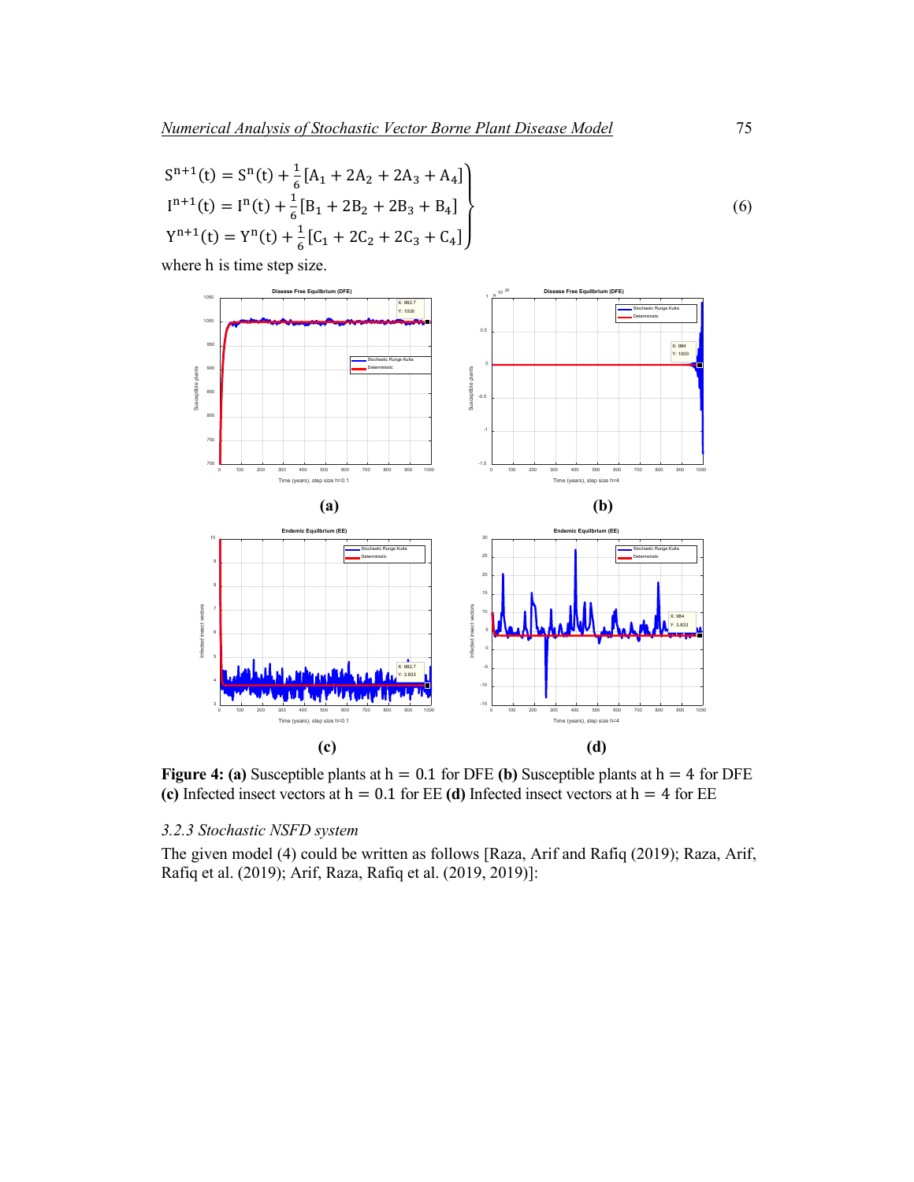$$
\left.\begin{aligned}
S^{n+1}(t) &= S^{n}(t) + \frac{1}{6}[A_1 + 2A_2 + 2A_3 + A_4] \\
I^{n+1}(t) &= I^{n}(t) + \frac{1}{6}[B_1 + 2B_2 + 2B_3 + B_4] \\
Y^{n+1}(t) &= Y^{n}(t) + \frac{1}{6}[C_1 + 2C_2 + 2C_3 + C_4]
\end{aligned}\right\} \tag{6}
$$

where h is time step size.

**Figure 4: (a)** Susceptible plants at $h = 0.1$ for DFE **(b)** Susceptible plants at $h = 4$ for DFE **(c)** Infected insect vectors at $h = 0.1$ for EE **(d)** Infected insect vectors at $h = 4$ for EE

### *3.2.3 Stochastic NSFD system*

The given model (4) could be written as follows [Raza, Arif and Rafiq (2019); Raza, Arif, Rafiq et al. (2019); Arif, Raza, Rafiq et al. (2019, 2019)]: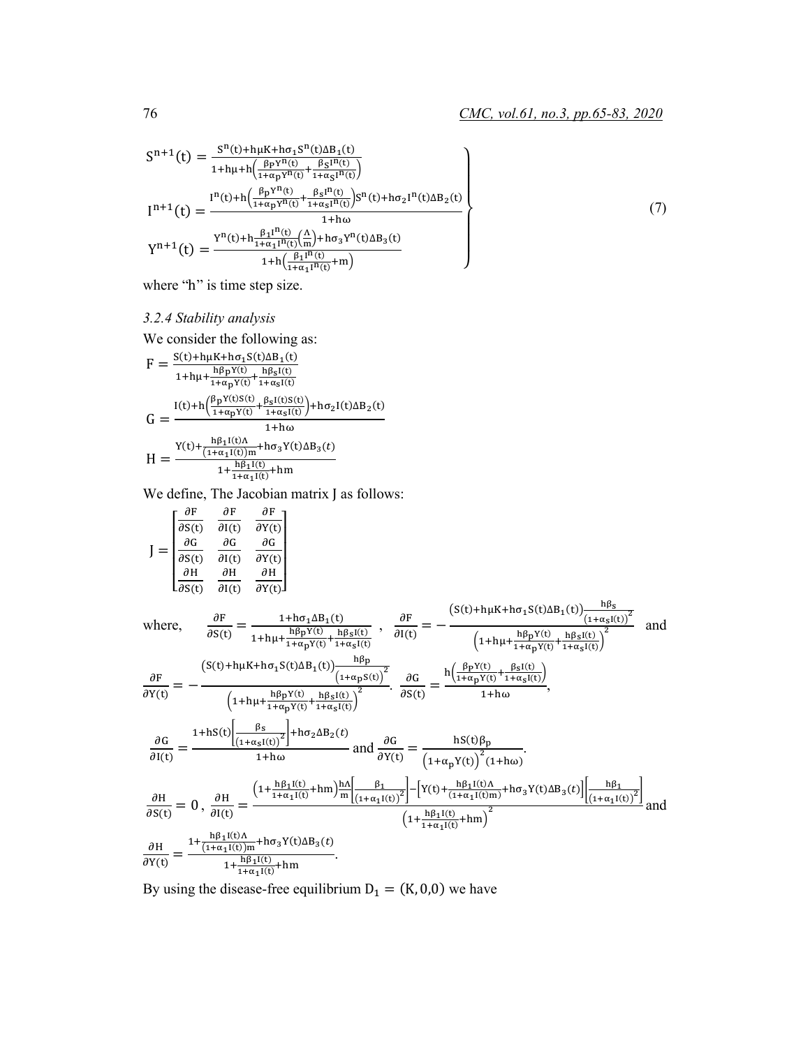$$
\left.\begin{aligned}
S^{n+1}(t) &= \frac{S^n(t)+h\mu K+h\sigma_1 S^n(t)\Delta B_1(t)}{1+h\mu+h\left(\frac{\beta_P Y^n(t)}{1+\alpha_P Y^n(t)}+\frac{\beta_S I^n(t)}{1+\alpha_S I^n(t)}\right)}\\
I^{n+1}(t) &= \frac{I^n(t)+h\left(\frac{\beta_P Y^n(t)}{1+\alpha_P Y^n(t)}+\frac{\beta_s I^n(t)}{1+\alpha_s I^n(t)}\right)S^n(t)+h\sigma_2 I^n(t)\Delta B_2(t)}{1+h\omega}\\
Y^{n+1}(t) &= \frac{Y^n(t)+h\frac{\beta_1 I^n(t)}{1+\alpha_1 I^n(t)}\left(\frac{\Lambda}{m}\right)+h\sigma_3 Y^n(t)\Delta B_3(t)}{1+h\left(\frac{\beta_1 I^n(t)}{1+\alpha_1 I^n(t)}+m\right)}
\end{aligned}\right\} \tag{7}
$$

where "h" is time step size.

### *3.2.4 Stability analysis*

We consider the following as:

$$
F = \frac{S(t)+h\mu K+h\sigma_1 S(t)\Delta B_1(t)}{1+h\mu+\frac{h\beta_P Y(t)}{1+\alpha_P Y(t)}+\frac{h\beta_S I(t)}{1+\alpha_S I(t)}}
$$

$$
G = \frac{I(t)+h\left(\frac{\beta_P Y(t)S(t)}{1+\alpha_P Y(t)}+\frac{\beta_S I(t)S(t)}{1+\alpha_S I(t)}\right)+h\sigma_2 I(t)\Delta B_2(t)}{1+h\omega}
$$

$$
H = \frac{Y(t)+\frac{h\beta_1 I(t)\Lambda}{(1+\alpha_1 I(t))m}+h\sigma_3 Y(t)\Delta B_3(t)}{1+\frac{h\beta_1 I(t)}{1+\alpha_1 I(t)}+hm}
$$

We define, The Jacobian matrix J as follows:

$$
J = \begin{bmatrix}
\frac{\partial F}{\partial S(t)} & \frac{\partial F}{\partial I(t)} & \frac{\partial F}{\partial Y(t)}\\
\frac{\partial G}{\partial S(t)} & \frac{\partial G}{\partial I(t)} & \frac{\partial G}{\partial Y(t)}\\
\frac{\partial H}{\partial S(t)} & \frac{\partial H}{\partial I(t)} & \frac{\partial H}{\partial Y(t)}
\end{bmatrix}
$$

where, $\frac{\partial F}{\partial S(t)} = \frac{1+h\sigma_1\Delta B_1(t)}{1+h\mu+\frac{h\beta_P Y(t)}{1+\alpha_P Y(t)}+\frac{h\beta_S I(t)}{1+\alpha_S I(t)}}$, $\frac{\partial F}{\partial I(t)} = -\frac{\left(S(t)+h\mu K+h\sigma_1 S(t)\Delta B_1(t)\right)\frac{h\beta_S}{\left(1+\alpha_S I(t)\right)^2}}{\left(1+h\mu+\frac{h\beta_P Y(t)}{1+\alpha_P Y(t)}+\frac{h\beta_S I(t)}{1+\alpha_S I(t)}\right)^2}$ and

$\frac{\partial F}{\partial Y(t)} = -\frac{\left(S(t)+h\mu K+h\sigma_1 S(t)\Delta B_1(t)\right)\frac{h\beta_P}{\left(1+\alpha_P S(t)\right)^2}}{\left(1+h\mu+\frac{h\beta_P Y(t)}{1+\alpha_P Y(t)}+\frac{h\beta_S I(t)}{1+\alpha_S I(t)}\right)^2}$. $\frac{\partial G}{\partial S(t)} = \frac{h\left(\frac{\beta_P Y(t)}{1+\alpha_P Y(t)}+\frac{\beta_S I(t)}{1+\alpha_S I(t)}\right)}{1+h\omega}$,

$\frac{\partial G}{\partial I(t)} = \frac{1+hS(t)\left[\frac{\beta_S}{\left(1+\alpha_S I(t)\right)^2}\right]+h\sigma_2\Delta B_2(t)}{1+h\omega}$ and $\frac{\partial G}{\partial Y(t)} = \frac{hS(t)\beta_P}{\left(1+\alpha_P Y(t)\right)^2(1+h\omega)}$.

$\frac{\partial H}{\partial S(t)} = 0$, $\frac{\partial H}{\partial I(t)} = \frac{\left(1+\frac{h\beta_1 I(t)}{1+\alpha_1 I(t)}+hm\right)\frac{h\Lambda}{m}\left[\frac{\beta_1}{\left(1+\alpha_1 I(t)\right)^2}\right]-\left[Y(t)+\frac{h\beta_1 I(t)\Lambda}{(1+\alpha_1 I(t)m)}+h\sigma_3 Y(t)\Delta B_3(t)\right]\left[\frac{h\beta_1}{\left(1+\alpha_1 I(t)\right)^2}\right]}{\left(1+\frac{h\beta_1 I(t)}{1+\alpha_1 I(t)}+hm\right)^2}$ and

$\frac{\partial H}{\partial Y(t)} = \frac{1+\frac{h\beta_1 I(t)\Lambda}{(1+\alpha_1 I(t))m}+h\sigma_3 Y(t)\Delta B_3(t)}{1+\frac{h\beta_1 I(t)}{1+\alpha_1 I(t)}+hm}$.

By using the disease-free equilibrium $D_1 = (K, 0, 0)$ we have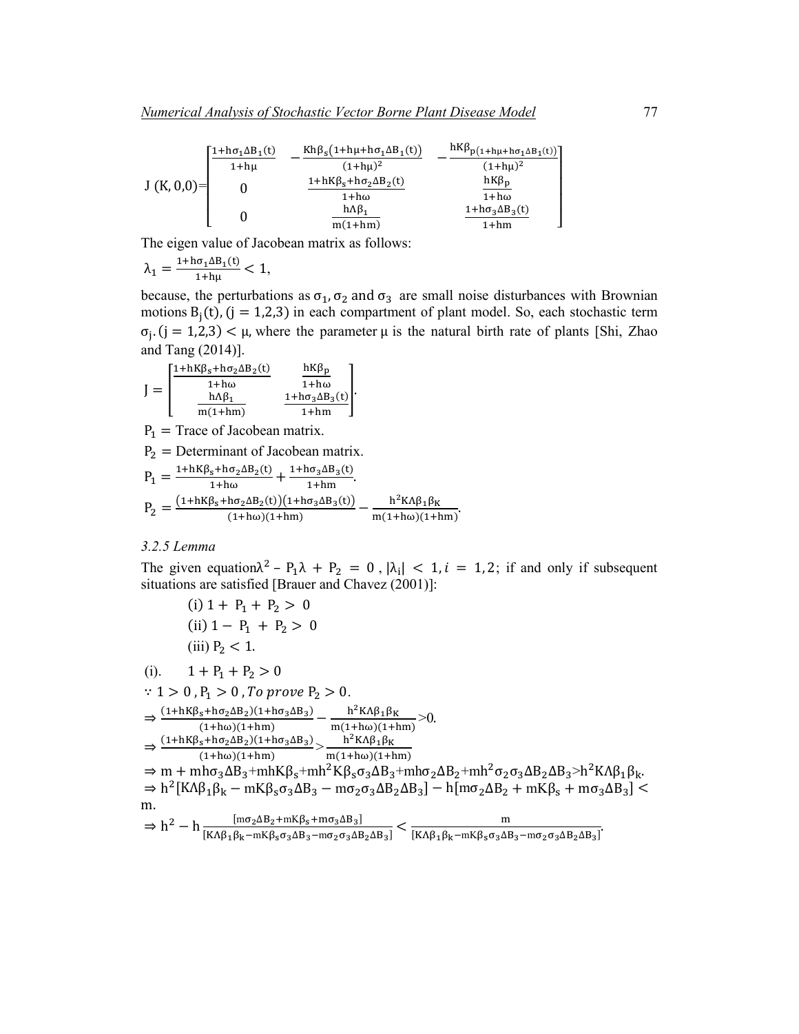$$J(K,0,0)=\begin{bmatrix} \frac{1+h\sigma_1\Delta B_1(t)}{1+h\mu} & -\frac{Kh\beta_s(1+h\mu+h\sigma_1\Delta B_1(t))}{(1+h\mu)^2} & -\frac{hK\beta_{p(1+h\mu+h\sigma_1\Delta B_1(t))}}{(1+h\mu)^2} \\ 0 & \frac{1+hK\beta_s+h\sigma_2\Delta B_2(t)}{1+h\omega} & \frac{hK\beta_p}{1+h\omega} \\ 0 & \frac{h\Lambda\beta_1}{m(1+hm)} & \frac{1+h\sigma_3\Delta B_3(t)}{1+hm} \end{bmatrix}$$

The eigen value of Jacobean matrix as follows:

$$\lambda_1 = \frac{1+h\sigma_1\Delta B_1(t)}{1+h\mu} < 1,$$

because, the perturbations as $\sigma_1, \sigma_2$ and $\sigma_3$ are small noise disturbances with Brownian motions $B_j(t), (j = 1,2,3)$ in each compartment of plant model. So, each stochastic term $\sigma_j.(j = 1,2,3) < \mu$, where the parameter $\mu$ is the natural birth rate of plants [Shi, Zhao and Tang (2014)].

$$J = \begin{bmatrix} \frac{1+hK\beta_s+h\sigma_2\Delta B_2(t)}{1+h\omega} & \frac{hK\beta_p}{1+h\omega} \\ \frac{h\Lambda\beta_1}{m(1+hm)} & \frac{1+h\sigma_3\Delta B_3(t)}{1+hm} \end{bmatrix}.$$

$P_1 =$ Trace of Jacobean matrix.

$P_2 =$ Determinant of Jacobean matrix.

$$P_1 = \frac{1+hK\beta_s+h\sigma_2\Delta B_2(t)}{1+h\omega} + \frac{1+h\sigma_3\Delta B_3(t)}{1+hm}.$$

$$P_2 = \frac{(1+hK\beta_s+h\sigma_2\Delta B_2(t))(1+h\sigma_3\Delta B_3(t))}{(1+h\omega)(1+hm)} - \frac{h^2K\Lambda\beta_1\beta_K}{m(1+h\omega)(1+hm)}.$$

*3.2.5 Lemma*

The given equation $\lambda^2 - P_1\lambda + P_2 = 0$, $|\lambda_i| < 1, i = 1,2$; if and only if subsequent situations are satisfied [Brauer and Chavez (2001)]:

(i) $1 + P_1 + P_2 > 0$

(ii) $1 - P_1 + P_2 > 0$

(iii) $P_2 < 1$.

(i). $1 + P_1 + P_2 > 0$

$\because 1 > 0, P_1 > 0$, *To prove* $P_2 > 0$.

$$\Rightarrow \frac{(1+hK\beta_s+h\sigma_2\Delta B_2)(1+h\sigma_3\Delta B_3)}{(1+h\omega)(1+hm)} - \frac{h^2K\Lambda\beta_1\beta_K}{m(1+h\omega)(1+hm)} > 0.$$

$$\Rightarrow \frac{(1+hK\beta_s+h\sigma_2\Delta B_2)(1+h\sigma_3\Delta B_3)}{(1+h\omega)(1+hm)} > \frac{h^2K\Lambda\beta_1\beta_K}{m(1+h\omega)(1+hm)}$$

$$\Rightarrow m + mh\sigma_3\Delta B_3 + mhK\beta_s + mh^2K\beta_s\sigma_3\Delta B_3 + mh\sigma_2\Delta B_2 + mh^2\sigma_2\sigma_3\Delta B_2\Delta B_3 > h^2K\Lambda\beta_1\beta_k.$$

$$\Rightarrow h^2[K\Lambda\beta_1\beta_k - mK\beta_s\sigma_3\Delta B_3 - m\sigma_2\sigma_3\Delta B_2\Delta B_3] - h[m\sigma_2\Delta B_2 + mK\beta_s + m\sigma_3\Delta B_3] < m.$$

$$\Rightarrow h^2 - h\frac{[m\sigma_2\Delta B_2+mK\beta_s+m\sigma_3\Delta B_3]}{[K\Lambda\beta_1\beta_k-mK\beta_s\sigma_3\Delta B_3-m\sigma_2\sigma_3\Delta B_2\Delta B_3]} < \frac{m}{[K\Lambda\beta_1\beta_k-mK\beta_s\sigma_3\Delta B_3-m\sigma_2\sigma_3\Delta B_2\Delta B_3]}.$$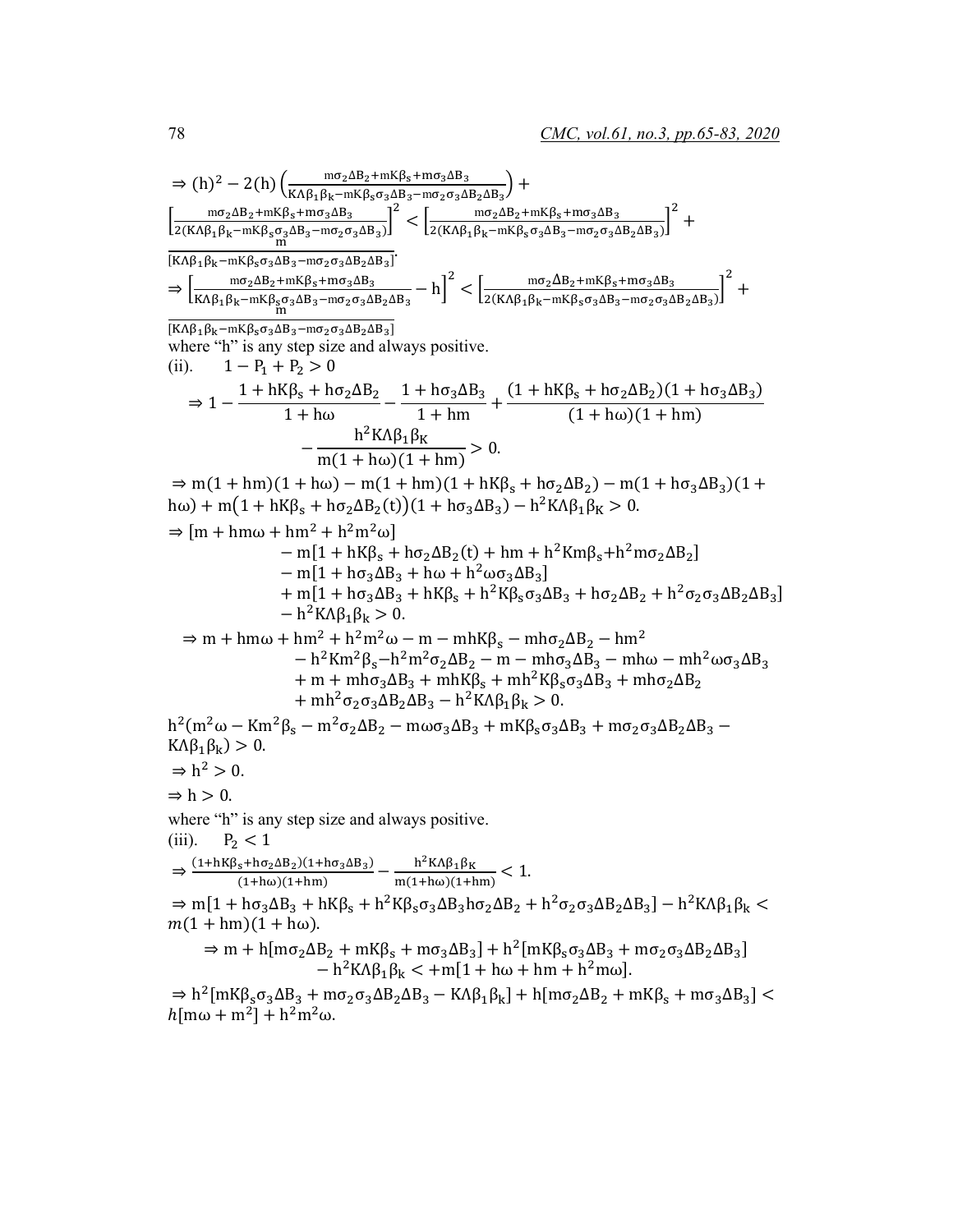$$\Rightarrow (h)^2 - 2(h)\left(\frac{m\sigma_2\Delta B_2 + mK\beta_s + m\sigma_3\Delta B_3}{K\Lambda\beta_1\beta_k - mK\beta_s\sigma_3\Delta B_3 - m\sigma_2\sigma_3\Delta B_2\Delta B_3}\right) + \left[\frac{m\sigma_2\Delta B_2 + mK\beta_s + m\sigma_3\Delta B_3}{2(K\Lambda\beta_1\beta_k - mK\beta_s\sigma_3\Delta B_3 - m\sigma_2\sigma_3\Delta B_2\Delta B_3)}\right]^2 < \left[\frac{m\sigma_2\Delta B_2 + mK\beta_s + m\sigma_3\Delta B_3}{2(K\Lambda\beta_1\beta_k - mK\beta_s\sigma_3\Delta B_3 - m\sigma_2\sigma_3\Delta B_2\Delta B_3)}\right]^2 + \frac{m}{[K\Lambda\beta_1\beta_k - mK\beta_s\sigma_3\Delta B_3 - m\sigma_2\sigma_3\Delta B_2\Delta B_3]}.$$

$$\Rightarrow \left[\frac{m\sigma_2\Delta B_2 + mK\beta_s + m\sigma_3\Delta B_3}{K\Lambda\beta_1\beta_k - mK\beta_s\sigma_3\Delta B_3 - m\sigma_2\sigma_3\Delta B_2\Delta B_3} - h\right]^2 < \left[\frac{m\sigma_2\Delta B_2 + mK\beta_s + m\sigma_3\Delta B_3}{2(K\Lambda\beta_1\beta_k - mK\beta_s\sigma_3\Delta B_3 - m\sigma_2\sigma_3\Delta B_2\Delta B_3)}\right]^2 + \frac{m}{[K\Lambda\beta_1\beta_k - mK\beta_s\sigma_3\Delta B_3 - m\sigma_2\sigma_3\Delta B_2\Delta B_3]}$$

where "h" is any step size and always positive.

(ii). $1 - P_1 + P_2 > 0$

$$\Rightarrow 1 - \frac{1 + hK\beta_s + h\sigma_2\Delta B_2}{1 + h\omega} - \frac{1 + h\sigma_3\Delta B_3}{1 + hm} + \frac{(1 + hK\beta_s + h\sigma_2\Delta B_2)(1 + h\sigma_3\Delta B_3)}{(1 + h\omega)(1 + hm)} - \frac{h^2K\Lambda\beta_1\beta_K}{m(1 + h\omega)(1 + hm)} > 0.$$

$$\Rightarrow m(1 + hm)(1 + h\omega) - m(1 + hm)(1 + hK\beta_s + h\sigma_2\Delta B_2) - m(1 + h\sigma_3\Delta B_3)(1 + h\omega) + m\big(1 + hK\beta_s + h\sigma_2\Delta B_2(t)\big)(1 + h\sigma_3\Delta B_3) - h^2K\Lambda\beta_1\beta_K > 0.$$

$$\begin{aligned}\Rightarrow [m + hm\omega + hm^2 + h^2m^2\omega] &- m[1 + hK\beta_s + h\sigma_2\Delta B_2(t) + hm + h^2Km\beta_s + h^2m\sigma_2\Delta B_2] \\ &- m[1 + h\sigma_3\Delta B_3 + h\omega + h^2\omega\sigma_3\Delta B_3] \\ &+ m[1 + h\sigma_3\Delta B_3 + hK\beta_s + h^2K\beta_s\sigma_3\Delta B_3 + h\sigma_2\Delta B_2 + h^2\sigma_2\sigma_3\Delta B_2\Delta B_3] \\ &- h^2K\Lambda\beta_1\beta_k > 0.\end{aligned}$$

$$\begin{aligned}\Rightarrow m + hm\omega + hm^2 + h^2m^2\omega - m - mhK\beta_s - mh\sigma_2\Delta B_2 - hm^2 &\\ - h^2Km^2\beta_s - h^2m^2\sigma_2\Delta B_2 - m - mh\sigma_3\Delta B_3 - mh\omega - mh^2\omega\sigma_3\Delta B_3 &\\ + m + mh\sigma_3\Delta B_3 + mhK\beta_s + mh^2K\beta_s\sigma_3\Delta B_3 + mh\sigma_2\Delta B_2 &\\ + mh^2\sigma_2\sigma_3\Delta B_2\Delta B_3 - h^2K\Lambda\beta_1\beta_k > 0.&\end{aligned}$$

$$h^2(m^2\omega - Km^2\beta_s - m^2\sigma_2\Delta B_2 - m\omega\sigma_3\Delta B_3 + mK\beta_s\sigma_3\Delta B_3 + m\sigma_2\sigma_3\Delta B_2\Delta B_3 - K\Lambda\beta_1\beta_k) > 0.$$

$$\Rightarrow h^2 > 0.$$

$$\Rightarrow h > 0.$$

where "h" is any step size and always positive.

(iii). $P_2 < 1$

$$\Rightarrow \frac{(1+hK\beta_s+h\sigma_2\Delta B_2)(1+h\sigma_3\Delta B_3)}{(1+h\omega)(1+hm)} - \frac{h^2K\Lambda\beta_1\beta_K}{m(1+h\omega)(1+hm)} < 1.$$

$$\Rightarrow m[1 + h\sigma_3\Delta B_3 + hK\beta_s + h^2K\beta_s\sigma_3\Delta B_3 h\sigma_2\Delta B_2 + h^2\sigma_2\sigma_3\Delta B_2\Delta B_3] - h^2K\Lambda\beta_1\beta_k < m(1 + hm)(1 + h\omega).$$

$$\begin{aligned}\Rightarrow m + h[m\sigma_2\Delta B_2 + mK\beta_s + m\sigma_3\Delta B_3] + h^2[mK\beta_s\sigma_3\Delta B_3 + m\sigma_2\sigma_3\Delta B_2\Delta B_3] &\\ - h^2K\Lambda\beta_1\beta_k < +m[1 + h\omega + hm + h^2m\omega].&\end{aligned}$$

$$\Rightarrow h^2[mK\beta_s\sigma_3\Delta B_3 + m\sigma_2\sigma_3\Delta B_2\Delta B_3 - K\Lambda\beta_1\beta_k] + h[m\sigma_2\Delta B_2 + mK\beta_s + m\sigma_3\Delta B_3] < h[m\omega + m^2] + h^2m^2\omega.$$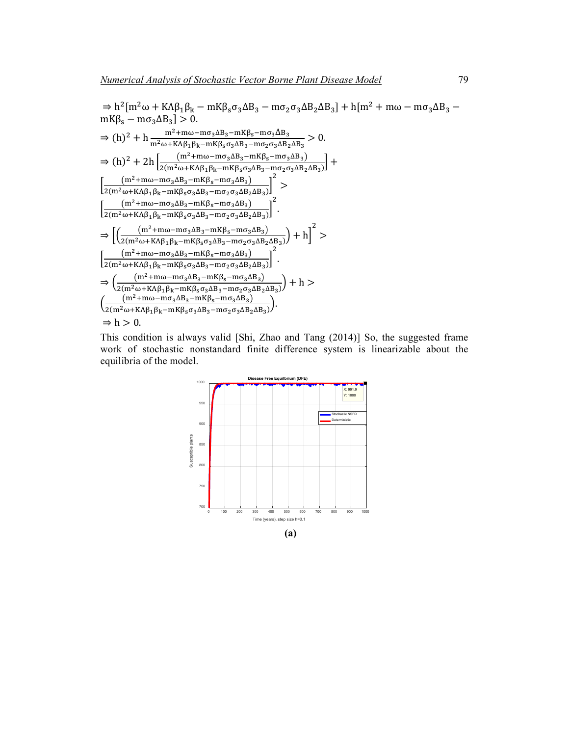$$\Rightarrow h^2[m^2\omega + K\Lambda\beta_1\beta_k - mK\beta_s\sigma_3\Delta B_3 - m\sigma_2\sigma_3\Delta B_2\Delta B_3] + h[m^2 + m\omega - m\sigma_3\Delta B_3 - mK\beta_s - m\sigma_3\Delta B_3] > 0.$$

$$\Rightarrow (h)^2 + h\frac{m^2 + m\omega - m\sigma_3\Delta B_3 - mK\beta_s - m\sigma_3\Delta B_3}{m^2\omega + K\Lambda\beta_1\beta_k - mK\beta_s\sigma_3\Delta B_3 - m\sigma_2\sigma_3\Delta B_2\Delta B_3} > 0.$$

$$\Rightarrow (h)^2 + 2h\left[\frac{(m^2 + m\omega - m\sigma_3\Delta B_3 - mK\beta_s - m\sigma_3\Delta B_3)}{2(m^2\omega + K\Lambda\beta_1\beta_k - mK\beta_s\sigma_3\Delta B_3 - m\sigma_2\sigma_3\Delta B_2\Delta B_3)}\right] + \left[\frac{(m^2 + m\omega - m\sigma_3\Delta B_3 - mK\beta_s - m\sigma_3\Delta B_3)}{2(m^2\omega + K\Lambda\beta_1\beta_k - mK\beta_s\sigma_3\Delta B_3 - m\sigma_2\sigma_3\Delta B_2\Delta B_3)}\right]^2 > \left[\frac{(m^2 + m\omega - m\sigma_3\Delta B_3 - mK\beta_s - m\sigma_3\Delta B_3)}{2(m^2\omega + K\Lambda\beta_1\beta_k - mK\beta_s\sigma_3\Delta B_3 - m\sigma_2\sigma_3\Delta B_2\Delta B_3)}\right]^2.$$

$$\Rightarrow \left[\left(\frac{(m^2 + m\omega - m\sigma_3\Delta B_3 - mK\beta_s - m\sigma_3\Delta B_3)}{2(m^2\omega + K\Lambda\beta_1\beta_k - mK\beta_s\sigma_3\Delta B_3 - m\sigma_2\sigma_3\Delta B_2\Delta B_3)}\right) + h\right]^2 > \left[\frac{(m^2 + m\omega - m\sigma_3\Delta B_3 - mK\beta_s - m\sigma_3\Delta B_3)}{2(m^2\omega + K\Lambda\beta_1\beta_k - mK\beta_s\sigma_3\Delta B_3 - m\sigma_2\sigma_3\Delta B_2\Delta B_3)}\right]^2.$$

$$\Rightarrow \left(\frac{(m^2 + m\omega - m\sigma_3\Delta B_3 - mK\beta_s - m\sigma_3\Delta B_3)}{2(m^2\omega + K\Lambda\beta_1\beta_k - mK\beta_s\sigma_3\Delta B_3 - m\sigma_2\sigma_3\Delta B_2\Delta B_3)}\right) + h > \left(\frac{(m^2 + m\omega - m\sigma_3\Delta B_3 - mK\beta_s - m\sigma_3\Delta B_3)}{2(m^2\omega + K\Lambda\beta_1\beta_k - mK\beta_s\sigma_3\Delta B_3 - m\sigma_2\sigma_3\Delta B_2\Delta B_3)}\right).$$

$$\Rightarrow h > 0.$$

This condition is always valid [Shi, Zhao and Tang (2014)] So, the suggested frame work of stochastic nonstandard finite difference system is linearizable about the equilibria of the model.

**(a)**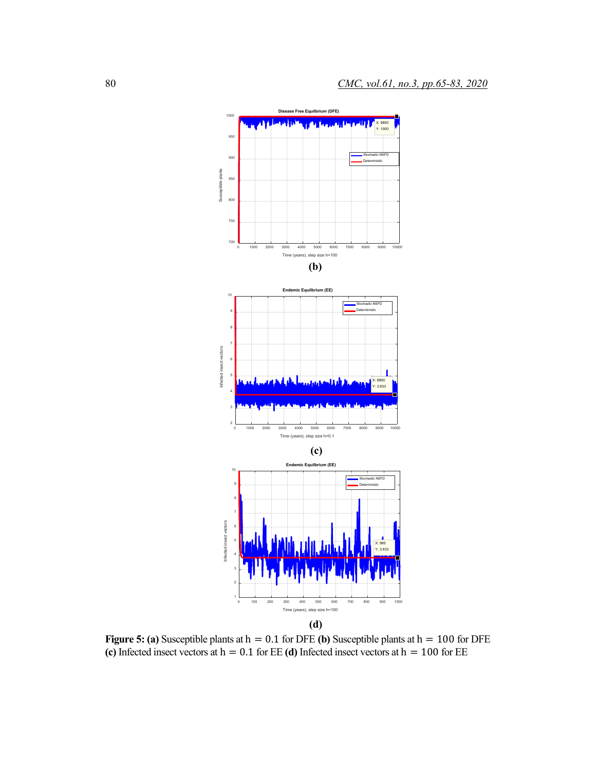(b)

(c)

(d)

**Figure 5: (a)** Susceptible plants at $h = 0.1$ for DFE **(b)** Susceptible plants at $h = 100$ for DFE **(c)** Infected insect vectors at $h = 0.1$ for EE **(d)** Infected insect vectors at $h = 100$ for EE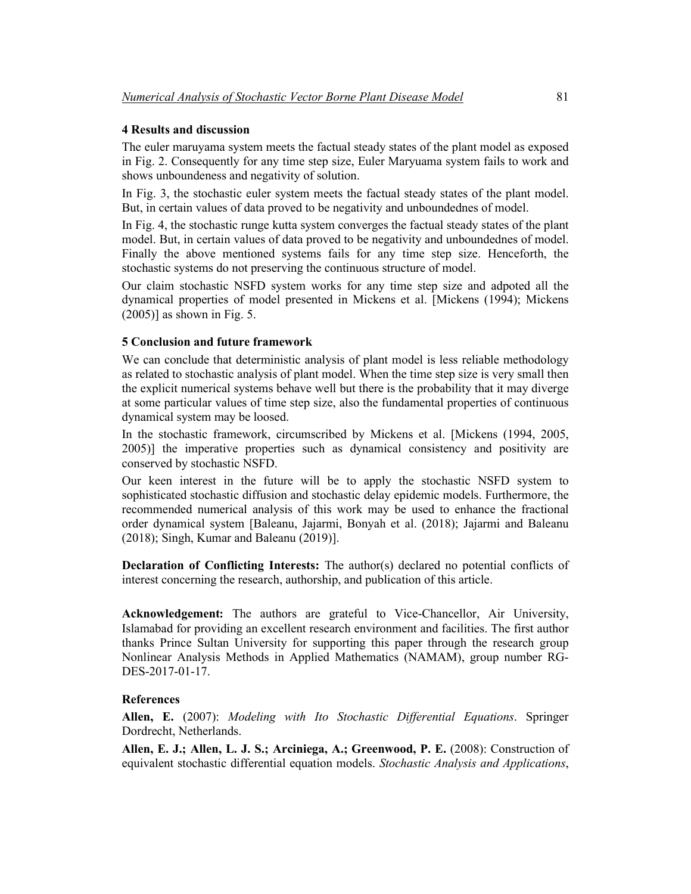## 4 Results and discussion

The euler maruyama system meets the factual steady states of the plant model as exposed in Fig. 2. Consequently for any time step size, Euler Maryuama system fails to work and shows unboundeness and negativity of solution.

In Fig. 3, the stochastic euler system meets the factual steady states of the plant model. But, in certain values of data proved to be negativity and unboundednes of model.

In Fig. 4, the stochastic runge kutta system converges the factual steady states of the plant model. But, in certain values of data proved to be negativity and unboundednes of model. Finally the above mentioned systems fails for any time step size. Henceforth, the stochastic systems do not preserving the continuous structure of model.

Our claim stochastic NSFD system works for any time step size and adpoted all the dynamical properties of model presented in Mickens et al. [Mickens (1994); Mickens (2005)] as shown in Fig. 5.

## 5 Conclusion and future framework

We can conclude that deterministic analysis of plant model is less reliable methodology as related to stochastic analysis of plant model. When the time step size is very small then the explicit numerical systems behave well but there is the probability that it may diverge at some particular values of time step size, also the fundamental properties of continuous dynamical system may be loosed.

In the stochastic framework, circumscribed by Mickens et al. [Mickens (1994, 2005, 2005)] the imperative properties such as dynamical consistency and positivity are conserved by stochastic NSFD.

Our keen interest in the future will be to apply the stochastic NSFD system to sophisticated stochastic diffusion and stochastic delay epidemic models. Furthermore, the recommended numerical analysis of this work may be used to enhance the fractional order dynamical system [Baleanu, Jajarmi, Bonyah et al. (2018); Jajarmi and Baleanu (2018); Singh, Kumar and Baleanu (2019)].

**Declaration of Conflicting Interests:** The author(s) declared no potential conflicts of interest concerning the research, authorship, and publication of this article.

**Acknowledgement:** The authors are grateful to Vice-Chancellor, Air University, Islamabad for providing an excellent research environment and facilities. The first author thanks Prince Sultan University for supporting this paper through the research group Nonlinear Analysis Methods in Applied Mathematics (NAMAM), group number RG-DES-2017-01-17.

## References

**Allen, E.** (2007): *Modeling with Ito Stochastic Differential Equations*. Springer Dordrecht, Netherlands.

**Allen, E. J.; Allen, L. J. S.; Arciniega, A.; Greenwood, P. E.** (2008): Construction of equivalent stochastic differential equation models. *Stochastic Analysis and Applications*,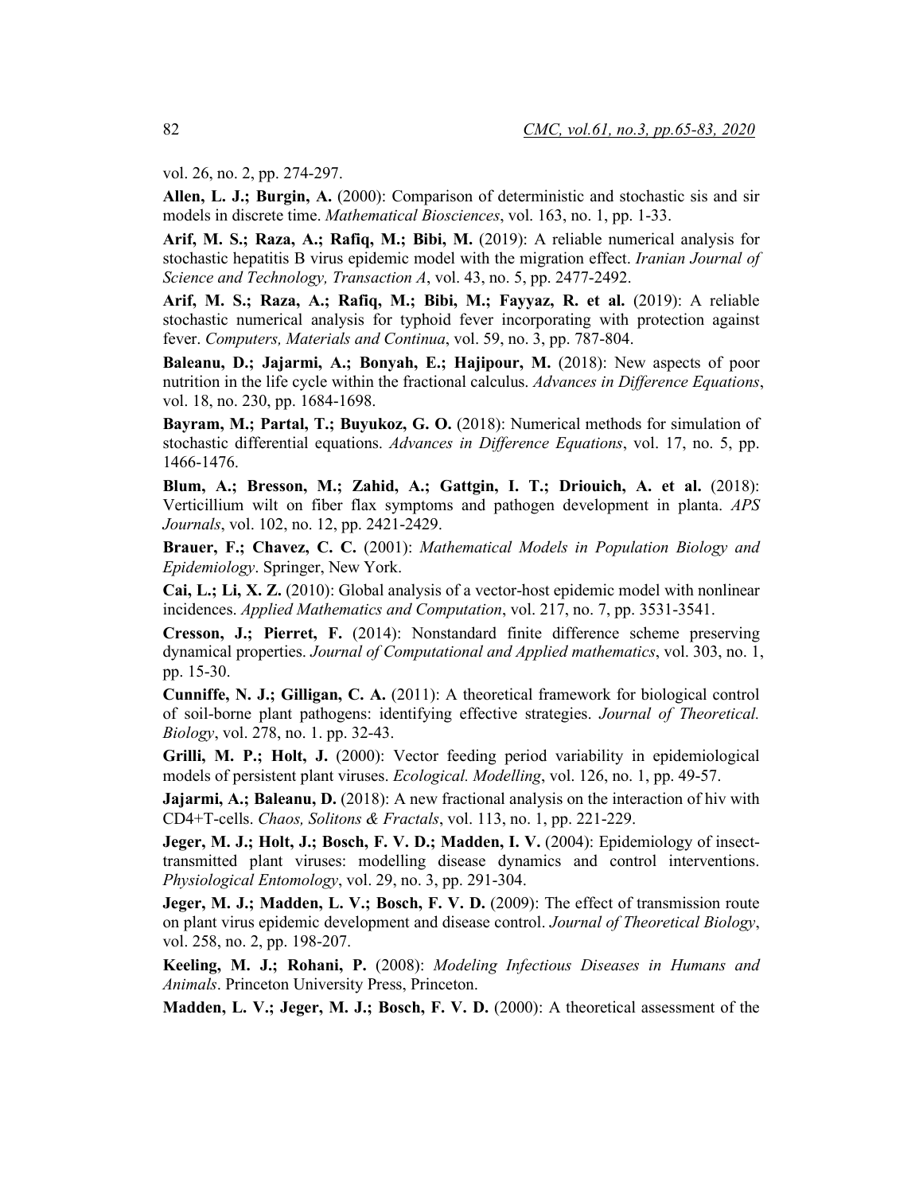vol. 26, no. 2, pp. 274-297.

**Allen, L. J.; Burgin, A.** (2000): Comparison of deterministic and stochastic sis and sir models in discrete time. *Mathematical Biosciences*, vol. 163, no. 1, pp. 1-33.

**Arif, M. S.; Raza, A.; Rafiq, M.; Bibi, M.** (2019): A reliable numerical analysis for stochastic hepatitis B virus epidemic model with the migration effect. *Iranian Journal of Science and Technology, Transaction A*, vol. 43, no. 5, pp. 2477-2492.

**Arif, M. S.; Raza, A.; Rafiq, M.; Bibi, M.; Fayyaz, R. et al.** (2019): A reliable stochastic numerical analysis for typhoid fever incorporating with protection against fever. *Computers, Materials and Continua*, vol. 59, no. 3, pp. 787-804.

**Baleanu, D.; Jajarmi, A.; Bonyah, E.; Hajipour, M.** (2018): New aspects of poor nutrition in the life cycle within the fractional calculus. *Advances in Difference Equations*, vol. 18, no. 230, pp. 1684-1698.

**Bayram, M.; Partal, T.; Buyukoz, G. O.** (2018): Numerical methods for simulation of stochastic differential equations. *Advances in Difference Equations*, vol. 17, no. 5, pp. 1466-1476.

**Blum, A.; Bresson, M.; Zahid, A.; Gattgin, I. T.; Driouich, A. et al.** (2018): Verticillium wilt on fiber flax symptoms and pathogen development in planta. *APS Journals*, vol. 102, no. 12, pp. 2421-2429.

**Brauer, F.; Chavez, C. C.** (2001): *Mathematical Models in Population Biology and Epidemiology*. Springer, New York.

**Cai, L.; Li, X. Z.** (2010): Global analysis of a vector-host epidemic model with nonlinear incidences. *Applied Mathematics and Computation*, vol. 217, no. 7, pp. 3531-3541.

**Cresson, J.; Pierret, F.** (2014): Nonstandard finite difference scheme preserving dynamical properties. *Journal of Computational and Applied mathematics*, vol. 303, no. 1, pp. 15-30.

**Cunniffe, N. J.; Gilligan, C. A.** (2011): A theoretical framework for biological control of soil-borne plant pathogens: identifying effective strategies. *Journal of Theoretical. Biology*, vol. 278, no. 1. pp. 32-43.

**Grilli, M. P.; Holt, J.** (2000): Vector feeding period variability in epidemiological models of persistent plant viruses. *Ecological. Modelling*, vol. 126, no. 1, pp. 49-57.

**Jajarmi, A.; Baleanu, D.** (2018): A new fractional analysis on the interaction of hiv with CD4+T-cells. *Chaos, Solitons & Fractals*, vol. 113, no. 1, pp. 221-229.

**Jeger, M. J.; Holt, J.; Bosch, F. V. D.; Madden, I. V.** (2004): Epidemiology of insect-transmitted plant viruses: modelling disease dynamics and control interventions. *Physiological Entomology*, vol. 29, no. 3, pp. 291-304.

**Jeger, M. J.; Madden, L. V.; Bosch, F. V. D.** (2009): The effect of transmission route on plant virus epidemic development and disease control. *Journal of Theoretical Biology*, vol. 258, no. 2, pp. 198-207.

**Keeling, M. J.; Rohani, P.** (2008): *Modeling Infectious Diseases in Humans and Animals*. Princeton University Press, Princeton.

**Madden, L. V.; Jeger, M. J.; Bosch, F. V. D.** (2000): A theoretical assessment of the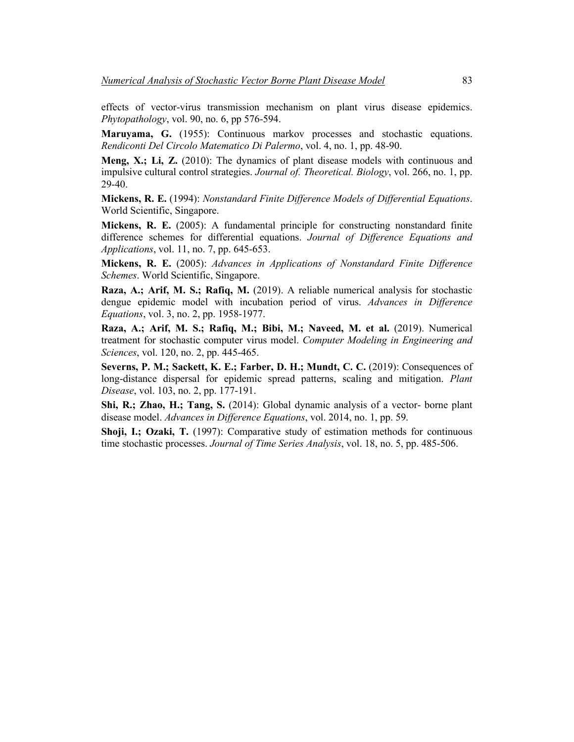effects of vector-virus transmission mechanism on plant virus disease epidemics. *Phytopathology*, vol. 90, no. 6, pp 576-594.

**Maruyama, G.** (1955): Continuous markov processes and stochastic equations. *Rendiconti Del Circolo Matematico Di Palermo*, vol. 4, no. 1, pp. 48-90.

**Meng, X.; Li, Z.** (2010): The dynamics of plant disease models with continuous and impulsive cultural control strategies. *Journal of. Theoretical. Biology*, vol. 266, no. 1, pp. 29-40.

**Mickens, R. E.** (1994): *Nonstandard Finite Difference Models of Differential Equations*. World Scientific, Singapore.

**Mickens, R. E.** (2005): A fundamental principle for constructing nonstandard finite difference schemes for differential equations. *Journal of Difference Equations and Applications*, vol. 11, no. 7, pp. 645-653.

**Mickens, R. E.** (2005): *Advances in Applications of Nonstandard Finite Difference Schemes*. World Scientific, Singapore.

**Raza, A.; Arif, M. S.; Rafiq, M.** (2019). A reliable numerical analysis for stochastic dengue epidemic model with incubation period of virus. *Advances in Difference Equations*, vol. 3, no. 2, pp. 1958-1977.

**Raza, A.; Arif, M. S.; Rafiq, M.; Bibi, M.; Naveed, M. et al.** (2019). Numerical treatment for stochastic computer virus model. *Computer Modeling in Engineering and Sciences*, vol. 120, no. 2, pp. 445-465.

**Severns, P. M.; Sackett, K. E.; Farber, D. H.; Mundt, C. C.** (2019): Consequences of long-distance dispersal for epidemic spread patterns, scaling and mitigation. *Plant Disease*, vol. 103, no. 2, pp. 177-191.

**Shi, R.; Zhao, H.; Tang, S.** (2014): Global dynamic analysis of a vector- borne plant disease model. *Advances in Difference Equations*, vol. 2014, no. 1, pp. 59.

**Shoji, I.; Ozaki, T.** (1997): Comparative study of estimation methods for continuous time stochastic processes. *Journal of Time Series Analysis*, vol. 18, no. 5, pp. 485-506.